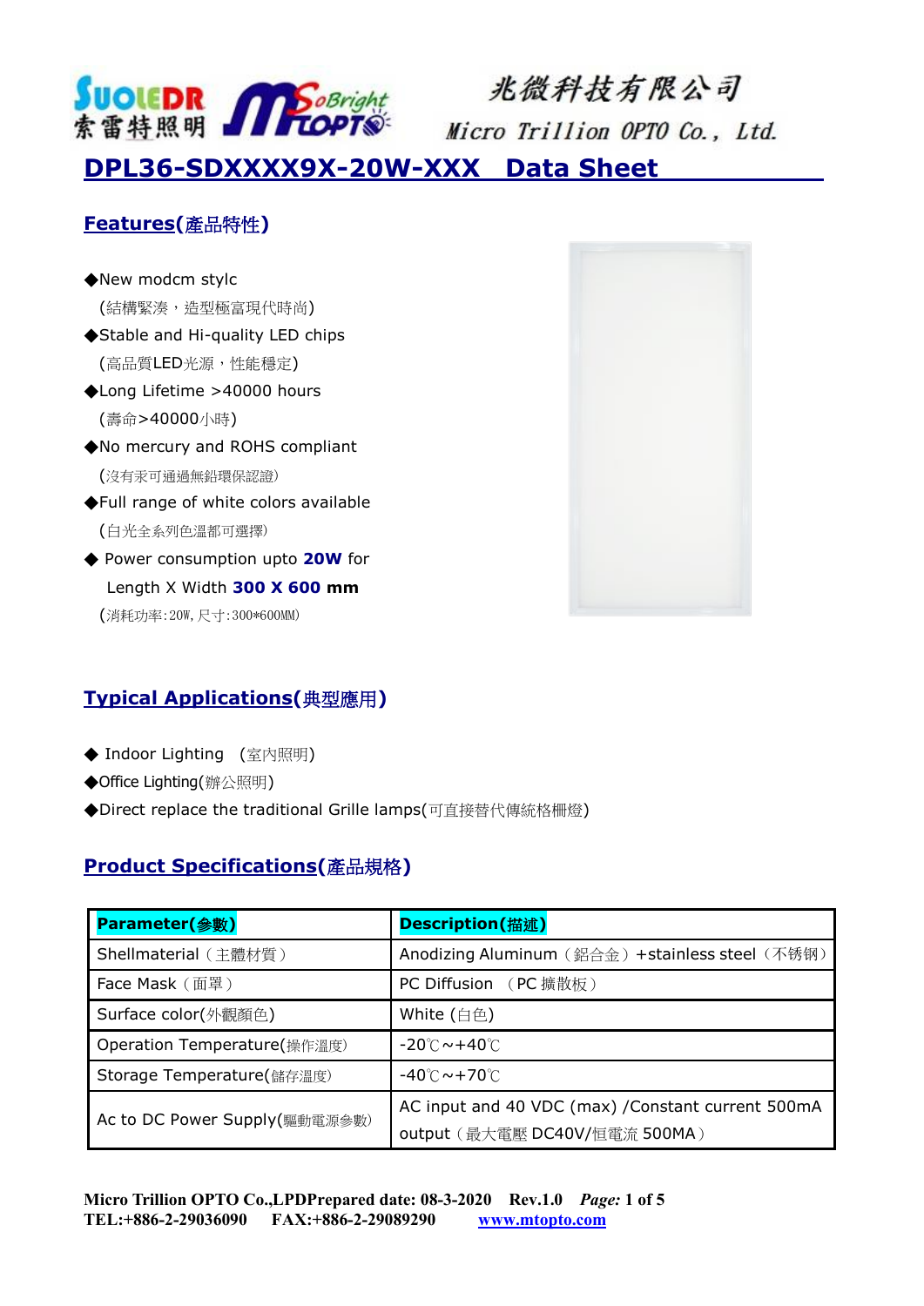SUOLEDR 索雷特照明 SoBright MTOPTO

兆微科技有限公司
Micro Trillion OPTO Co., Ltd.

# DPL36-SDXXXX9X-20W-XXX Data Sheet

## Features(產品特性)

◆New modcm stylc
(結構緊湊，造型極富現代時尚)

◆Stable and Hi-quality LED chips
(高品質LED光源，性能穩定)

◆Long Lifetime >40000 hours
(壽命>40000小時)

◆No mercury and ROHS compliant
(沒有汞可通過無鉛環保認證)

◆Full range of white colors available
(白光全系列色溫都可選擇)

◆ Power consumption upto **20W** for
Length X Width **300 X 600 mm**
(消耗功率:20W,尺寸:300*600MM)

## Typical Applications(典型應用)

◆ Indoor Lighting (室內照明)

◆Office Lighting(辦公照明)

◆Direct replace the traditional Grille lamps(可直接替代傳統格柵燈)

## Product Specifications(產品規格)

| Parameter(參數) | Description(描述) |
|---|---|
| Shellmaterial（主體材質） | Anodizing Aluminum（鋁合金）+stainless steel（不锈钢） |
| Face Mask（面罩） | PC Diffusion （PC 擴散板） |
| Surface color(外觀顏色) | White (白色) |
| Operation Temperature(操作溫度) | -20℃～+40℃ |
| Storage Temperature(儲存溫度) | -40℃～+70℃ |
| Ac to DC Power Supply(驅動電源參數) | AC input and 40 VDC (max) /Constant current 500mA output（最大電壓 DC40V/恒電流 500MA） |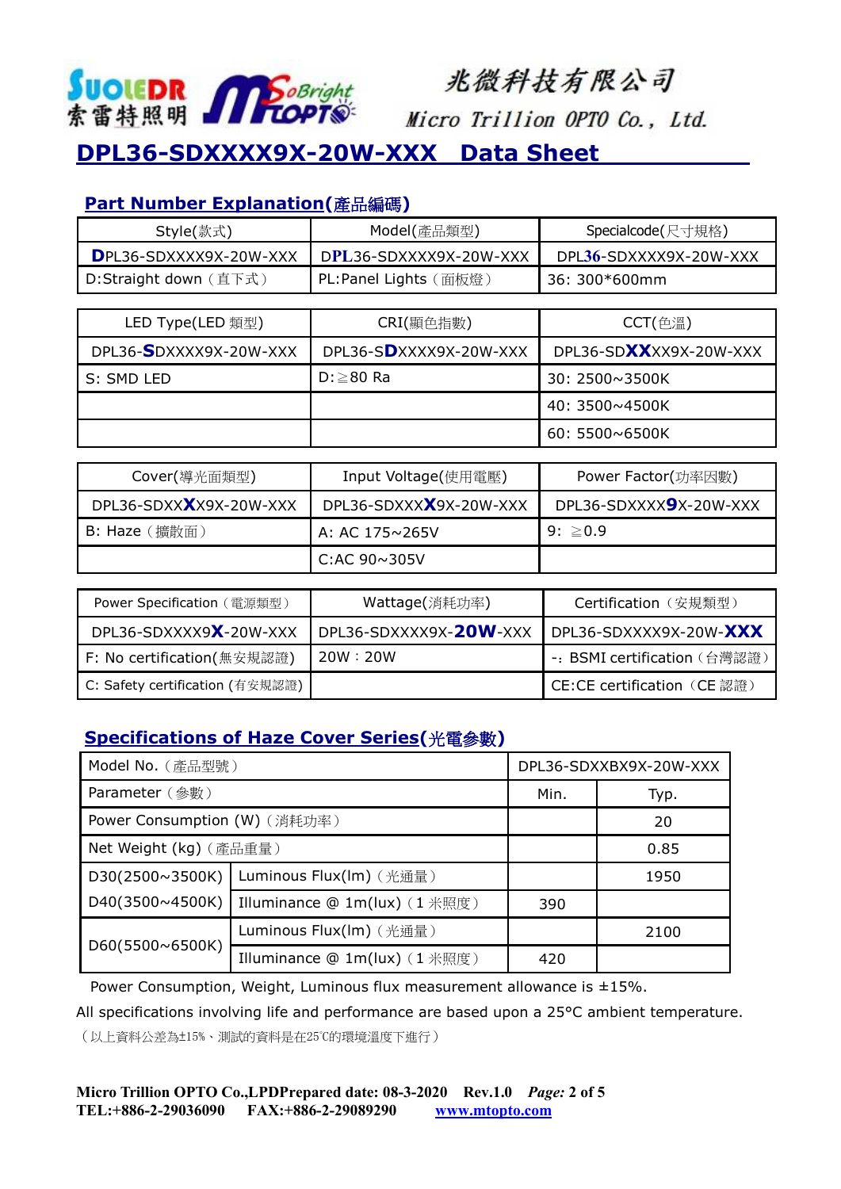SUOLEDR 索雷特照明 MTOPTO SoBright

兆微科技有限公司 Micro Trillion OPTO Co., Ltd.

# DPL36-SDXXXX9X-20W-XXX Data Sheet

## Part Number Explanation(產品編碼)

| Style(款式) | Model(產品類型) | Specialcode(尺寸規格) |
|---|---|---|
| **D**PL36-SDXXXX9X-20W-XXX | D**PL**36-SDXXXX9X-20W-XXX | DPL**36**-SDXXXX9X-20W-XXX |
| D:Straight down（直下式） | PL:Panel Lights（面板燈） | 36: 300*600mm |

| LED Type(LED 類型) | CRI(顯色指數) | CCT(色溫) |
|---|---|---|
| DPL36-**S**DXXXX9X-20W-XXX | DPL36-S**D**XXXX9X-20W-XXX | DPL36-SD**XX**XX9X-20W-XXX |
| S: SMD LED | D:≧80 Ra | 30: 2500~3500K |
| | | 40: 3500~4500K |
| | | 60: 5500~6500K |

| Cover(導光面類型) | Input Voltage(使用電壓) | Power Factor(功率因數) |
|---|---|---|
| DPL36-SDXX**X**X9X-20W-XXX | DPL36-SDXXX**X**9X-20W-XXX | DPL36-SDXXXX**9**X-20W-XXX |
| B: Haze（擴散面） | A: AC 175~265V | 9: ≧0.9 |
| | C:AC 90~305V | |

| Power Specification（電源類型） | Wattage(消耗功率) | Certification（安規類型） |
|---|---|---|
| DPL36-SDXXXX9**X**-20W-XXX | DPL36-SDXXXX9X-**20W**-XXX | DPL36-SDXXXX9X-20W-**XXX** |
| F: No certification(無安規認證) | 20W：20W | -: BSMI certification（台灣認證） |
| C: Safety certification (有安規認證) | | CE:CE certification（CE 認證） |

## Specifications of Haze Cover Series(光電參數)

| Model No.（產品型號） | | DPL36-SDXXBX9X-20W-XXX | |
|---|---|---|---|
| Parameter（參數） | | Min. | Typ. |
| Power Consumption (W)（消耗功率） | | | 20 |
| Net Weight (kg)（產品重量） | | | 0.85 |
| D30(2500~3500K) D40(3500~4500K) | Luminous Flux(lm)（光通量） | | 1950 |
| | Illuminance @ 1m(lux)（1 米照度） | 390 | |
| D60(5500~6500K) | Luminous Flux(lm)（光通量） | | 2100 |
| | Illuminance @ 1m(lux)（1 米照度） | 420 | |

Power Consumption, Weight, Luminous flux measurement allowance is ±15%.

All specifications involving life and performance are based upon a 25°C ambient temperature.

（以上資料公差為±15%、測試的資料是在25℃的環境溫度下進行）

**Micro Trillion OPTO Co.,LPDPrepared date: 08-3-2020 Rev.1.0**
**TEL:+886-2-29036090 FAX:+886-2-29089290** www.mtopto.com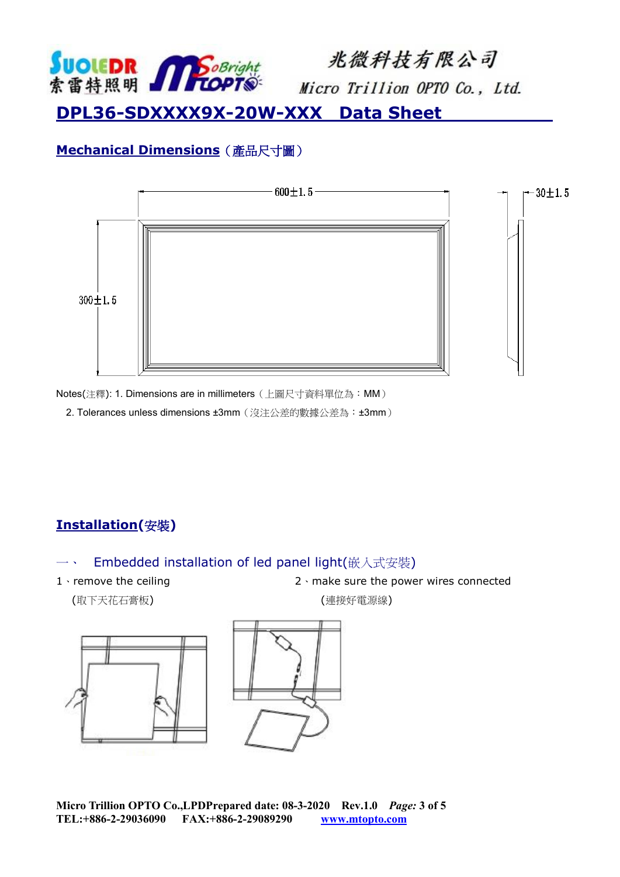# DPL36-SDXXXX9X-20W-XXX　Data Sheet

## Mechanical Dimensions（產品尺寸圖）

600±1.5

300±1.5

30±1.5

Notes(注釋): 1. Dimensions are in millimeters（上圖尺寸資料單位為：MM）

2. Tolerances unless dimensions ±3mm（沒注公差的數據公差為：±3mm）

## Installation(安裝)

### 一、 Embedded installation of led panel light(嵌入式安裝)

1、remove the ceiling

(取下天花石膏板)

2、make sure the power wires connected

(連接好電源線)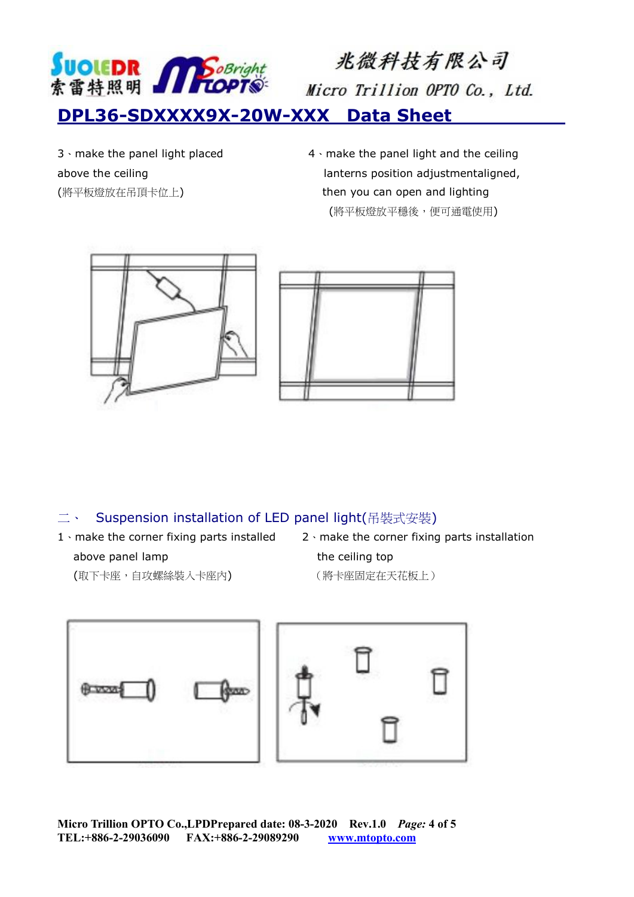3、make the panel light placed above the ceiling
(將平板燈放在吊頂卡位上)

4、make the panel light and the ceiling lanterns position adjustmentaligned, then you can open and lighting
(將平板燈放平穩後，便可通電使用)

## 二、 Suspension installation of LED panel light(吊裝式安裝)

1、make the corner fixing parts installed above panel lamp
(取下卡座，自攻螺絲裝入卡座內)

2、make the corner fixing parts installation the ceiling top
（將卡座固定在天花板上）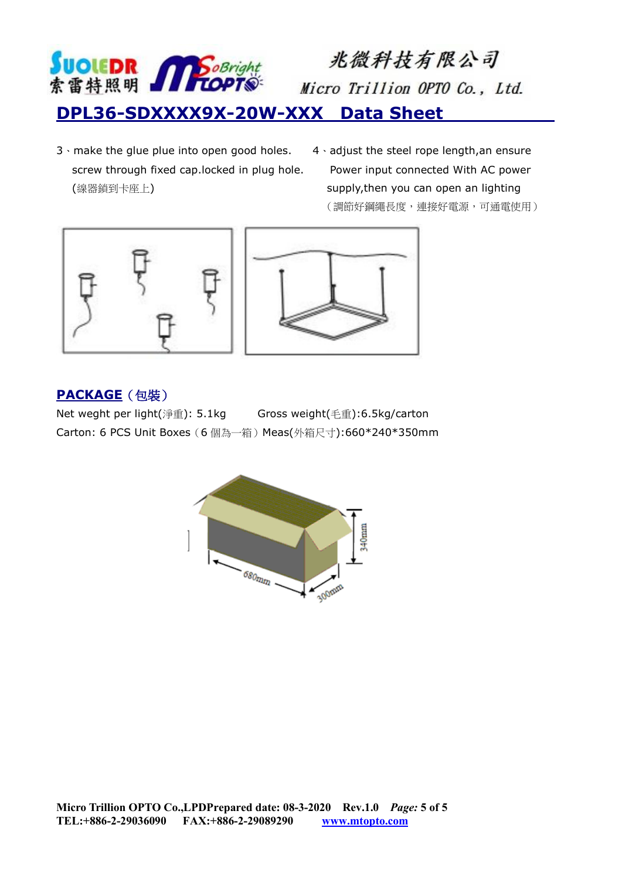## DPL36-SDXXXX9X-20W-XXX Data Sheet

3、make the glue plue into open good holes. screw through fixed cap.locked in plug hole. (線器鎖到卡座上)

4、adjust the steel rope length,an ensure Power input connected With AC power supply,then you can open an lighting （調節好鋼繩長度，連接好電源，可通電使用）

## PACKAGE（包裝）

Net weght per light(淨重): 5.1kg Gross weight(毛重):6.5kg/carton

Carton: 6 PCS Unit Boxes（6 個為一箱）Meas(外箱尺寸):660*240*350mm

680mm

300mm

340mm

Micro Trillion OPTO Co.,LPDPrepared date: 08-3-2020 Rev.1.0

TEL:+886-2-29036090 FAX:+886-2-29089290 www.mtopto.com